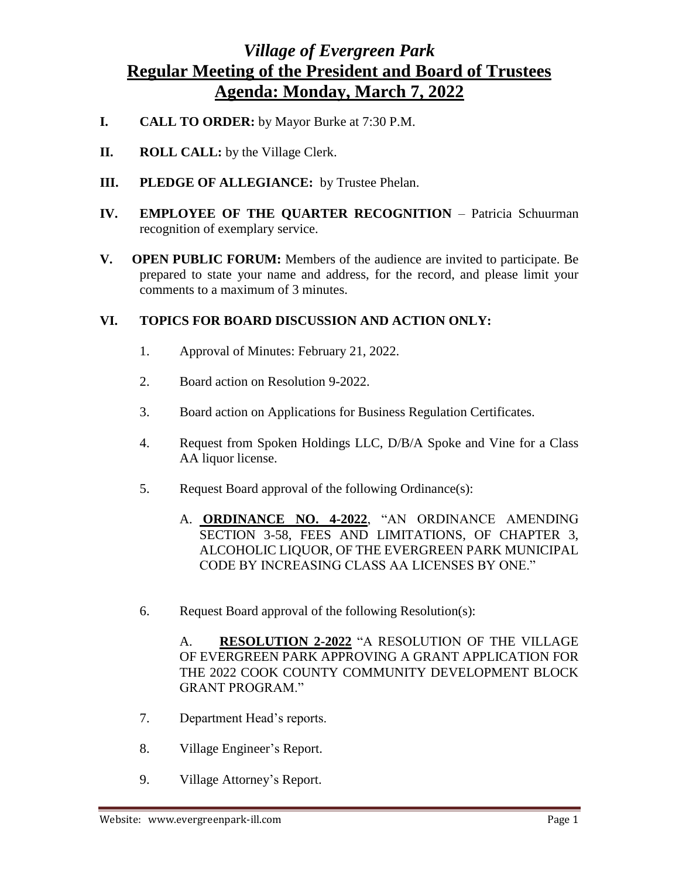# *Village of Evergreen Park*

## Regular Meeting of the President and Board of Trustees

## Agenda: Monday, March 7, 2022

**I.** **CALL TO ORDER:** by Mayor Burke at 7:30 P.M.

**II.** **ROLL CALL:** by the Village Clerk.

**III.** **PLEDGE OF ALLEGIANCE:** by Trustee Phelan.

**IV.** **EMPLOYEE OF THE QUARTER RECOGNITION** – Patricia Schuurman recognition of exemplary service.

**V.** **OPEN PUBLIC FORUM:** Members of the audience are invited to participate. Be prepared to state your name and address, for the record, and please limit your comments to a maximum of 3 minutes.

**VI.** **TOPICS FOR BOARD DISCUSSION AND ACTION ONLY:**

1. Approval of Minutes: February 21, 2022.

2. Board action on Resolution 9-2022.

3. Board action on Applications for Business Regulation Certificates.

4. Request from Spoken Holdings LLC, D/B/A Spoke and Vine for a Class AA liquor license.

5. Request Board approval of the following Ordinance(s):

   A. **ORDINANCE NO. 4-2022**, "AN ORDINANCE AMENDING SECTION 3-58, FEES AND LIMITATIONS, OF CHAPTER 3, ALCOHOLIC LIQUOR, OF THE EVERGREEN PARK MUNICIPAL CODE BY INCREASING CLASS AA LICENSES BY ONE."

6. Request Board approval of the following Resolution(s):

   A. **RESOLUTION 2-2022** "A RESOLUTION OF THE VILLAGE OF EVERGREEN PARK APPROVING A GRANT APPLICATION FOR THE 2022 COOK COUNTY COMMUNITY DEVELOPMENT BLOCK GRANT PROGRAM."

7. Department Head's reports.

8. Village Engineer's Report.

9. Village Attorney's Report.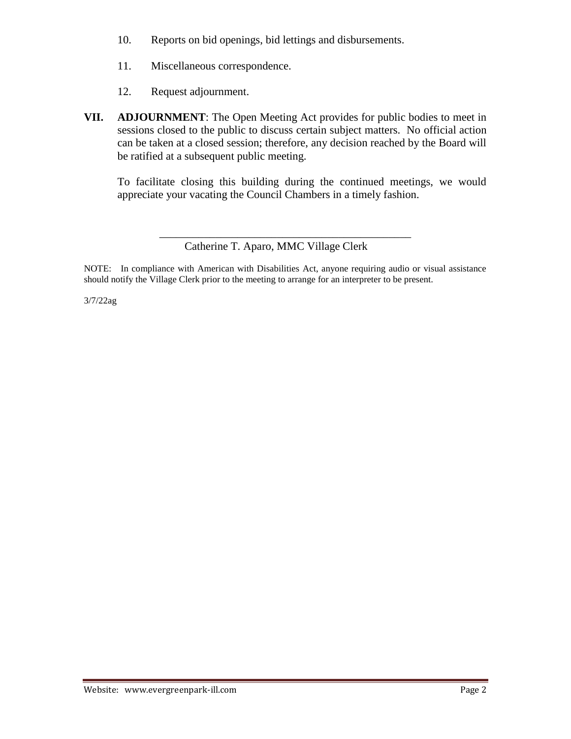10. Reports on bid openings, bid lettings and disbursements.

11. Miscellaneous correspondence.

12. Request adjournment.

**VII. ADJOURNMENT**: The Open Meeting Act provides for public bodies to meet in sessions closed to the public to discuss certain subject matters. No official action can be taken at a closed session; therefore, any decision reached by the Board will be ratified at a subsequent public meeting.

To facilitate closing this building during the continued meetings, we would appreciate your vacating the Council Chambers in a timely fashion.

_______________________________________________
Catherine T. Aparo, MMC Village Clerk

NOTE: In compliance with American with Disabilities Act, anyone requiring audio or visual assistance should notify the Village Clerk prior to the meeting to arrange for an interpreter to be present.

3/7/22ag